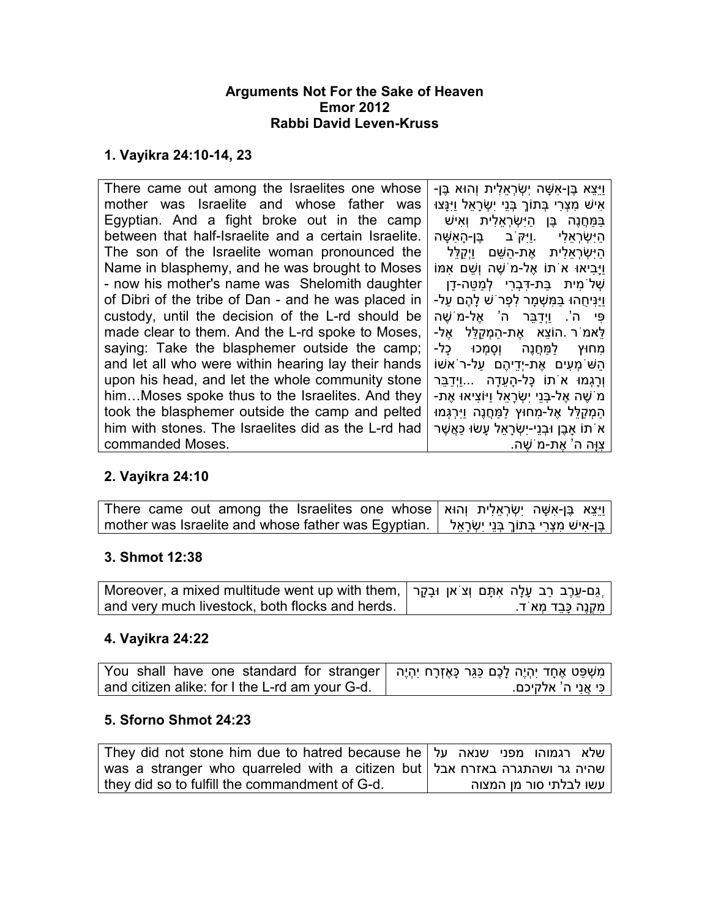# Arguments Not For the Sake of Heaven
## Emor 2012
## Rabbi David Leven-Kruss

### 1. Vayikra 24:10-14, 23

| | |
|---|---|
| There came out among the Israelites one whose mother was Israelite and whose father was Egyptian. And a fight broke out in the camp between that half-Israelite and a certain Israelite. The son of the Israelite woman pronounced the Name in blasphemy, and he was brought to Moses - now his mother's name was Shelomith daughter of Dibri of the tribe of Dan - and he was placed in custody, until the decision of the L-rd should be made clear to them. And the L-rd spoke to Moses, saying: Take the blasphemer outside the camp; and let all who were within hearing lay their hands upon his head, and let the whole community stone him…Moses spoke thus to the Israelites. And they took the blasphemer outside the camp and pelted him with stones. The Israelites did as the L-rd had commanded Moses. | וַיֵּצֵא בֶּן-אִשָּׁה יִשְׂרְאֵלִית וְהוּא בֶּן-אִישׁ מִצְרִי בְּתוֹךְ בְּנֵי יִשְׂרָאֵל וַיִּנָּצוּ בַּמַּחֲנֶה בֶּן הַיִּשְׂרְאֵלִית וְאִישׁ הַיִּשְׂרְאֵלִי. וַיִּקֹּב בֶּן-הָאִשָּׁה הַיִּשְׂרְאֵלִית אֶת-הַשֵּׁם וַיְקַלֵּל וַיָּבִיאוּ אֹתוֹ אֶל-מֹשֶׁה וְשֵׁם אִמּוֹ שְׁלֹמִית בַּת-דִּבְרִי לְמַטֵּה-דָן וַיַּנִּיחֻהוּ בַּמִּשְׁמָר לִפְרֹשׁ לָהֶם עַל-פִּי ה'. וַיְדַבֵּר ה' אֶל-מֹשֶׁה לֵּאמֹר. הוֹצֵא אֶת-הַמְקַלֵּל אֶל-מִחוּץ לַמַּחֲנֶה וְסָמְכוּ כָל-הַשֹּׁמְעִים אֶת-יְדֵיהֶם עַל-רֹאשׁוֹ וְרָגְמוּ אֹתוֹ כָּל-הָעֵדָה ...וַיְדַבֵּר מֹשֶׁה אֶל-בְּנֵי יִשְׂרָאֵל וַיּוֹצִיאוּ אֶת-הַמְקַלֵּל אֶל-מִחוּץ לַמַּחֲנֶה וַיִּרְגְּמוּ אֹתוֹ אָבֶן וּבְנֵי-יִשְׂרָאֵל עָשׂוּ כַּאֲשֶׁר צִוָּה ה' אֶת-מֹשֶׁה. |

### 2. Vayikra 24:10

| | |
|---|---|
| There came out among the Israelites one whose mother was Israelite and whose father was Egyptian. | וַיֵּצֵא בֶּן-אִשָּׁה יִשְׂרְאֵלִית וְהוּא בֶּן-אִישׁ מִצְרִי בְּתוֹךְ בְּנֵי יִשְׂרָאֵל |

### 3. Shmot 12:38

| | |
|---|---|
| Moreover, a mixed multitude went up with them, and very much livestock, both flocks and herds. | וְגַם-עֵרֶב רַב עָלָה אִתָּם וְצֹאן וּבָקָר מִקְנֶה כָּבֵד מְאֹד. |

### 4. Vayikra 24:22

| | |
|---|---|
| You shall have one standard for stranger and citizen alike: for I the L-rd am your G-d. | מִשְׁפַּט אֶחָד יִהְיֶה לָכֶם כַּגֵּר כָּאֶזְרָח יִהְיֶה כִּי אֲנִי ה' אלקיכם. |

### 5. Sforno Shmot 24:23

| | |
|---|---|
| They did not stone him due to hatred because he was a stranger who quarreled with a citizen but they did so to fulfill the commandment of G-d. | שלא רגמוהו מפני שנאה על שהיה גר ושהתגרה באזרח אבל עשו לבלתי סור מן המצוה |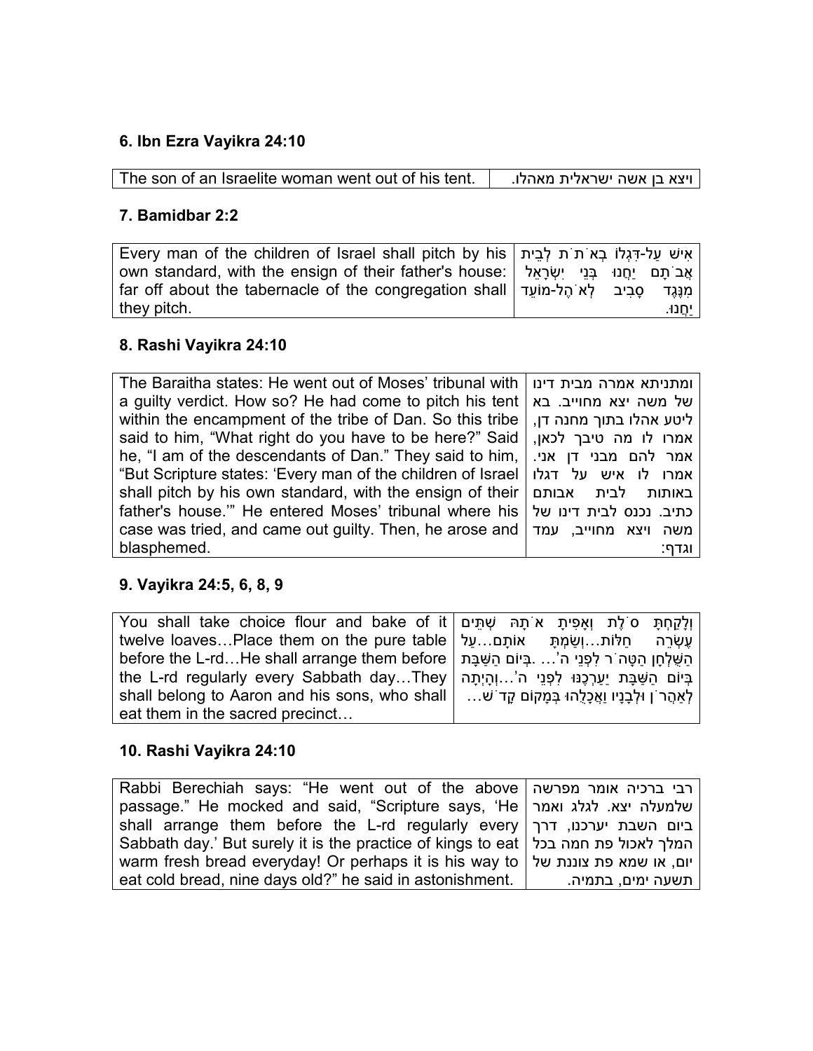### 6. Ibn Ezra Vayikra 24:10

| | |
|---|---|
| The son of an Israelite woman went out of his tent. | ויצא בן אשה ישראלית מאהלו. |

### 7. Bamidbar 2:2

| | |
|---|---|
| Every man of the children of Israel shall pitch by his own standard, with the ensign of their father's house: far off about the tabernacle of the congregation shall they pitch. | אִישׁ עַל-דִּגְלוֹ בְאֹתֹת לְבֵית אֲבֹתָם יַחֲנוּ בְּנֵי יִשְׂרָאֵל מִנֶּגֶד סָבִיב לְאֹהֶל-מוֹעֵד יַחֲנוּ. |

### 8. Rashi Vayikra 24:10

| | |
|---|---|
| The Baraitha states: He went out of Moses' tribunal with a guilty verdict. How so? He had come to pitch his tent within the encampment of the tribe of Dan. So this tribe said to him, "What right do you have to be here?" Said he, "I am of the descendants of Dan." They said to him, "But Scripture states: 'Every man of the children of Israel shall pitch by his own standard, with the ensign of their father's house.'" He entered Moses' tribunal where his case was tried, and came out guilty. Then, he arose and blasphemed. | ומתניתא אמרה מבית דינו של משה יצא מחוייב. בא ליטע אהלו בתוך מחנה דן, אמרו לו מה טיבך לכאן, אמר להם מבני דן אני. אמרו לו איש על דגלו באותות לבית אבותם כתיב. נכנס לבית דינו של משה ויצא מחוייב, עמד וגדף: |

### 9. Vayikra 24:5, 6, 8, 9

| | |
|---|---|
| You shall take choice flour and bake of it twelve loaves…Place them on the pure table before the L-rd…He shall arrange them before the L-rd regularly every Sabbath day…They shall belong to Aaron and his sons, who shall eat them in the sacred precinct… | וְלָקַחְתָּ סֹלֶת וְאָפִיתָ אֹתָהּ שְׁתֵּים עֶשְׂרֵה חַלּוֹת…וְשַׂמְתָּ אוֹתָם…עַל הַשֻּׁלְחָן הַטָּהֹר לִפְנֵי ה'… .בְּיוֹם הַשַּׁבָּת בְּיוֹם הַשַּׁבָּת יַעַרְכֶנּוּ לִפְנֵי ה'…וְהָיְתָה לְאַהֲרֹן וּלְבָנָיו וַאֲכָלֻהוּ בְּמָקוֹם קָדֹשׁ… |

### 10. Rashi Vayikra 24:10

| | |
|---|---|
| Rabbi Berechiah says: "He went out of the above passage." He mocked and said, "Scripture says, 'He shall arrange them before the L-rd regularly every Sabbath day.' But surely it is the practice of kings to eat warm fresh bread everyday! Or perhaps it is his way to eat cold bread, nine days old?" he said in astonishment. | רבי ברכיה אומר מפרשה שלמעלה יצא. לגלג ואמר ביום השבת יערכנו, דרך המלך לאכול פת חמה בכל יום, או שמא פת צוננת של תשעה ימים, בתמיה. |